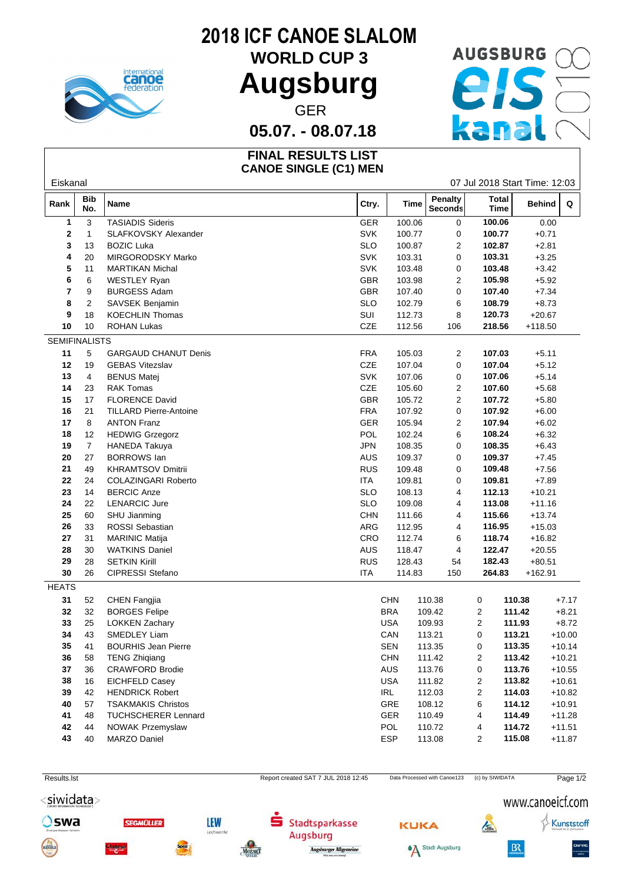# 2018 ICF CANOE SLALOM

## WORLD CUP 3

# Augsburg

GER

**05.07. - 08.07.18**

AUGSBURG eis kanal 2018

### FINAL RESULTS LIST
### CANOE SINGLE (C1) MEN

Eiskanal — 07 Jul 2018 Start Time: 12:03

| Rank | Bib No. | Name | Ctry. | Time | Penalty Seconds | Total Time | Behind | Q |
|---|---|---|---|---|---|---|---|---|
| 1 | 3 | TASIADIS Sideris | GER | 100.06 | 0 | **100.06** | 0.00 | |
| 2 | 1 | SLAFKOVSKY Alexander | SVK | 100.77 | 0 | **100.77** | +0.71 | |
| 3 | 13 | BOZIC Luka | SLO | 100.87 | 2 | **102.87** | +2.81 | |
| 4 | 20 | MIRGORODSKY Marko | SVK | 103.31 | 0 | **103.31** | +3.25 | |
| 5 | 11 | MARTIKAN Michal | SVK | 103.48 | 0 | **103.48** | +3.42 | |
| 6 | 6 | WESTLEY Ryan | GBR | 103.98 | 2 | **105.98** | +5.92 | |
| 7 | 9 | BURGESS Adam | GBR | 107.40 | 0 | **107.40** | +7.34 | |
| 8 | 2 | SAVSEK Benjamin | SLO | 102.79 | 6 | **108.79** | +8.73 | |
| 9 | 18 | KOECHLIN Thomas | SUI | 112.73 | 8 | **120.73** | +20.67 | |
| 10 | 10 | ROHAN Lukas | CZE | 112.56 | 106 | **218.56** | +118.50 | |
| **SEMIFINALISTS** | | | | | | | | |
| 11 | 5 | GARGAUD CHANUT Denis | FRA | 105.03 | 2 | **107.03** | +5.11 | |
| 12 | 19 | GEBAS Vitezslav | CZE | 107.04 | 0 | **107.04** | +5.12 | |
| 13 | 4 | BENUS Matej | SVK | 107.06 | 0 | **107.06** | +5.14 | |
| 14 | 23 | RAK Tomas | CZE | 105.60 | 2 | **107.60** | +5.68 | |
| 15 | 17 | FLORENCE David | GBR | 105.72 | 2 | **107.72** | +5.80 | |
| 16 | 21 | TILLARD Pierre-Antoine | FRA | 107.92 | 0 | **107.92** | +6.00 | |
| 17 | 8 | ANTON Franz | GER | 105.94 | 2 | **107.94** | +6.02 | |
| 18 | 12 | HEDWIG Grzegorz | POL | 102.24 | 6 | **108.24** | +6.32 | |
| 19 | 7 | HANEDA Takuya | JPN | 108.35 | 0 | **108.35** | +6.43 | |
| 20 | 27 | BORROWS Ian | AUS | 109.37 | 0 | **109.37** | +7.45 | |
| 21 | 49 | KHRAMTSOV Dmitrii | RUS | 109.48 | 0 | **109.48** | +7.56 | |
| 22 | 24 | COLAZINGARI Roberto | ITA | 109.81 | 0 | **109.81** | +7.89 | |
| 23 | 14 | BERCIC Anze | SLO | 108.13 | 4 | **112.13** | +10.21 | |
| 24 | 22 | LENARCIC Jure | SLO | 109.08 | 4 | **113.08** | +11.16 | |
| 25 | 60 | SHU Jianming | CHN | 111.66 | 4 | **115.66** | +13.74 | |
| 26 | 33 | ROSSI Sebastian | ARG | 112.95 | 4 | **116.95** | +15.03 | |
| 27 | 31 | MARINIC Matija | CRO | 112.74 | 6 | **118.74** | +16.82 | |
| 28 | 30 | WATKINS Daniel | AUS | 118.47 | 4 | **122.47** | +20.55 | |
| 29 | 28 | SETKIN Kirill | RUS | 128.43 | 54 | **182.43** | +80.51 | |
| 30 | 26 | CIPRESSI Stefano | ITA | 114.83 | 150 | **264.83** | +162.91 | |
| **HEATS** | | | | | | | | |
| 31 | 52 | CHEN Fangjia | CHN | 110.38 | 0 | **110.38** | +7.17 | |
| 32 | 32 | BORGES Felipe | BRA | 109.42 | 2 | **111.42** | +8.21 | |
| 33 | 25 | LOKKEN Zachary | USA | 109.93 | 2 | **111.93** | +8.72 | |
| 34 | 43 | SMEDLEY Liam | CAN | 113.21 | 0 | **113.21** | +10.00 | |
| 35 | 41 | BOURHIS Jean Pierre | SEN | 113.35 | 0 | **113.35** | +10.14 | |
| 36 | 58 | TENG Zhiqiang | CHN | 111.42 | 2 | **113.42** | +10.21 | |
| 37 | 36 | CRAWFORD Brodie | AUS | 113.76 | 0 | **113.76** | +10.55 | |
| 38 | 16 | EICHFELD Casey | USA | 111.82 | 2 | **113.82** | +10.61 | |
| 39 | 42 | HENDRICK Robert | IRL | 112.03 | 2 | **114.03** | +10.82 | |
| 40 | 57 | TSAKMAKIS Christos | GRE | 108.12 | 6 | **114.12** | +10.91 | |
| 41 | 48 | TUCHSCHERER Lennard | GER | 110.49 | 4 | **114.49** | +11.28 | |
| 42 | 44 | NOWAK Przemyslaw | POL | 110.72 | 4 | **114.72** | +11.51 | |
| 43 | 40 | MARZO Daniel | ESP | 113.08 | 2 | **115.08** | +11.87 | |

Results.lst — Report created SAT 7 JUL 2018 12:45 — Data Processed with Canoe123 — (c) by SIWIDATA

www.canoeicf.com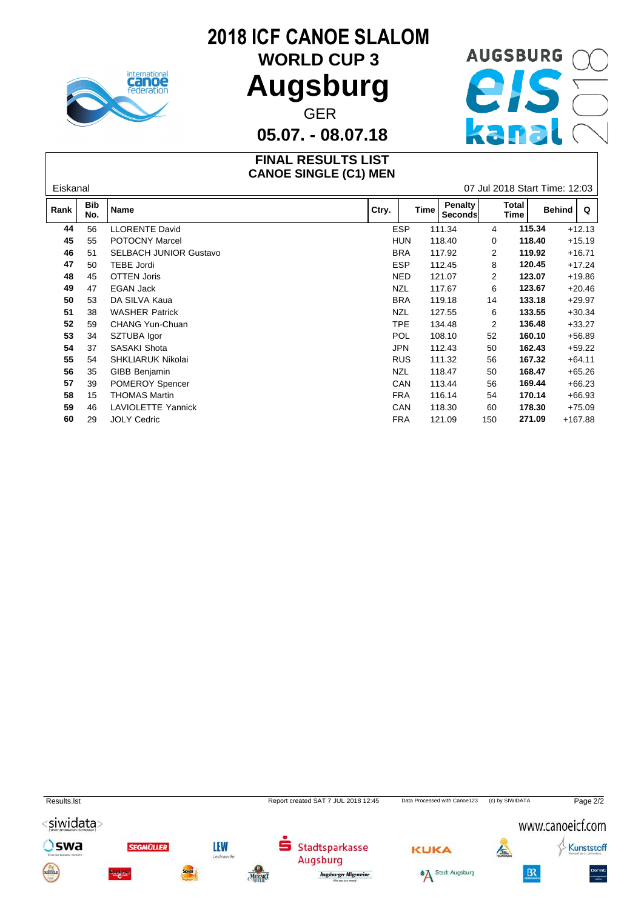# 2018 ICF CANOE SLALOM

## WORLD CUP 3

# Augsburg

GER

**05.07. - 08.07.18**

## FINAL RESULTS LIST
## CANOE SINGLE (C1) MEN

Eiskanal

07 Jul 2018 Start Time: 12:03

| Rank | Bib No. | Name | Ctry. | Time | Penalty Seconds | Total Time | Behind | Q |
|---|---|---|---|---|---|---|---|---|
| 44 | 56 | LLORENTE David | ESP | 111.34 | 4 | 115.34 | +12.13 | |
| 45 | 55 | POTOCNY Marcel | HUN | 118.40 | 0 | 118.40 | +15.19 | |
| 46 | 51 | SELBACH JUNIOR Gustavo | BRA | 117.92 | 2 | 119.92 | +16.71 | |
| 47 | 50 | TEBE Jordi | ESP | 112.45 | 8 | 120.45 | +17.24 | |
| 48 | 45 | OTTEN Joris | NED | 121.07 | 2 | 123.07 | +19.86 | |
| 49 | 47 | EGAN Jack | NZL | 117.67 | 6 | 123.67 | +20.46 | |
| 50 | 53 | DA SILVA Kaua | BRA | 119.18 | 14 | 133.18 | +29.97 | |
| 51 | 38 | WASHER Patrick | NZL | 127.55 | 6 | 133.55 | +30.34 | |
| 52 | 59 | CHANG Yun-Chuan | TPE | 134.48 | 2 | 136.48 | +33.27 | |
| 53 | 34 | SZTUBA Igor | POL | 108.10 | 52 | 160.10 | +56.89 | |
| 54 | 37 | SASAKI Shota | JPN | 112.43 | 50 | 162.43 | +59.22 | |
| 55 | 54 | SHKLIARUK Nikolai | RUS | 111.32 | 56 | 167.32 | +64.11 | |
| 56 | 35 | GIBB Benjamin | NZL | 118.47 | 50 | 168.47 | +65.26 | |
| 57 | 39 | POMEROY Spencer | CAN | 113.44 | 56 | 169.44 | +66.23 | |
| 58 | 15 | THOMAS Martin | FRA | 116.14 | 54 | 170.14 | +66.93 | |
| 59 | 46 | LAVIOLETTE Yannick | CAN | 118.30 | 60 | 178.30 | +75.09 | |
| 60 | 29 | JOLY Cedric | FRA | 121.09 | 150 | 271.09 | +167.88 | |

Results.lst | Report created SAT 7 JUL 2018 12:45 | Data Processed with Canoe123 | (c) by SIWIDATA

www.canoeicf.com